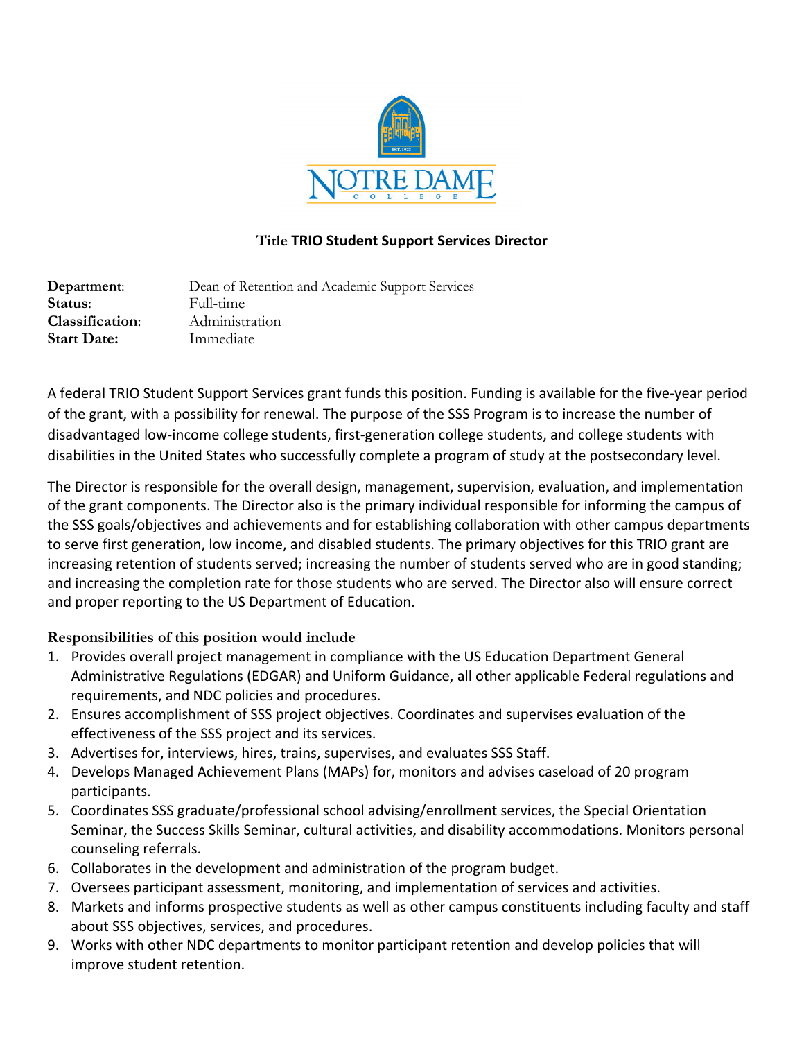NOTRE DAME COLLEGE

## Title TRIO Student Support Services Director

**Department**: Dean of Retention and Academic Support Services
**Status**: Full-time
**Classification**: Administration
**Start Date:** Immediate

A federal TRIO Student Support Services grant funds this position. Funding is available for the five-year period of the grant, with a possibility for renewal. The purpose of the SSS Program is to increase the number of disadvantaged low-income college students, first-generation college students, and college students with disabilities in the United States who successfully complete a program of study at the postsecondary level.

The Director is responsible for the overall design, management, supervision, evaluation, and implementation of the grant components. The Director also is the primary individual responsible for informing the campus of the SSS goals/objectives and achievements and for establishing collaboration with other campus departments to serve first generation, low income, and disabled students. The primary objectives for this TRIO grant are increasing retention of students served; increasing the number of students served who are in good standing; and increasing the completion rate for those students who are served. The Director also will ensure correct and proper reporting to the US Department of Education.

**Responsibilities of this position would include**

1. Provides overall project management in compliance with the US Education Department General Administrative Regulations (EDGAR) and Uniform Guidance, all other applicable Federal regulations and requirements, and NDC policies and procedures.
2. Ensures accomplishment of SSS project objectives. Coordinates and supervises evaluation of the effectiveness of the SSS project and its services.
3. Advertises for, interviews, hires, trains, supervises, and evaluates SSS Staff.
4. Develops Managed Achievement Plans (MAPs) for, monitors and advises caseload of 20 program participants.
5. Coordinates SSS graduate/professional school advising/enrollment services, the Special Orientation Seminar, the Success Skills Seminar, cultural activities, and disability accommodations. Monitors personal counseling referrals.
6. Collaborates in the development and administration of the program budget.
7. Oversees participant assessment, monitoring, and implementation of services and activities.
8. Markets and informs prospective students as well as other campus constituents including faculty and staff about SSS objectives, services, and procedures.
9. Works with other NDC departments to monitor participant retention and develop policies that will improve student retention.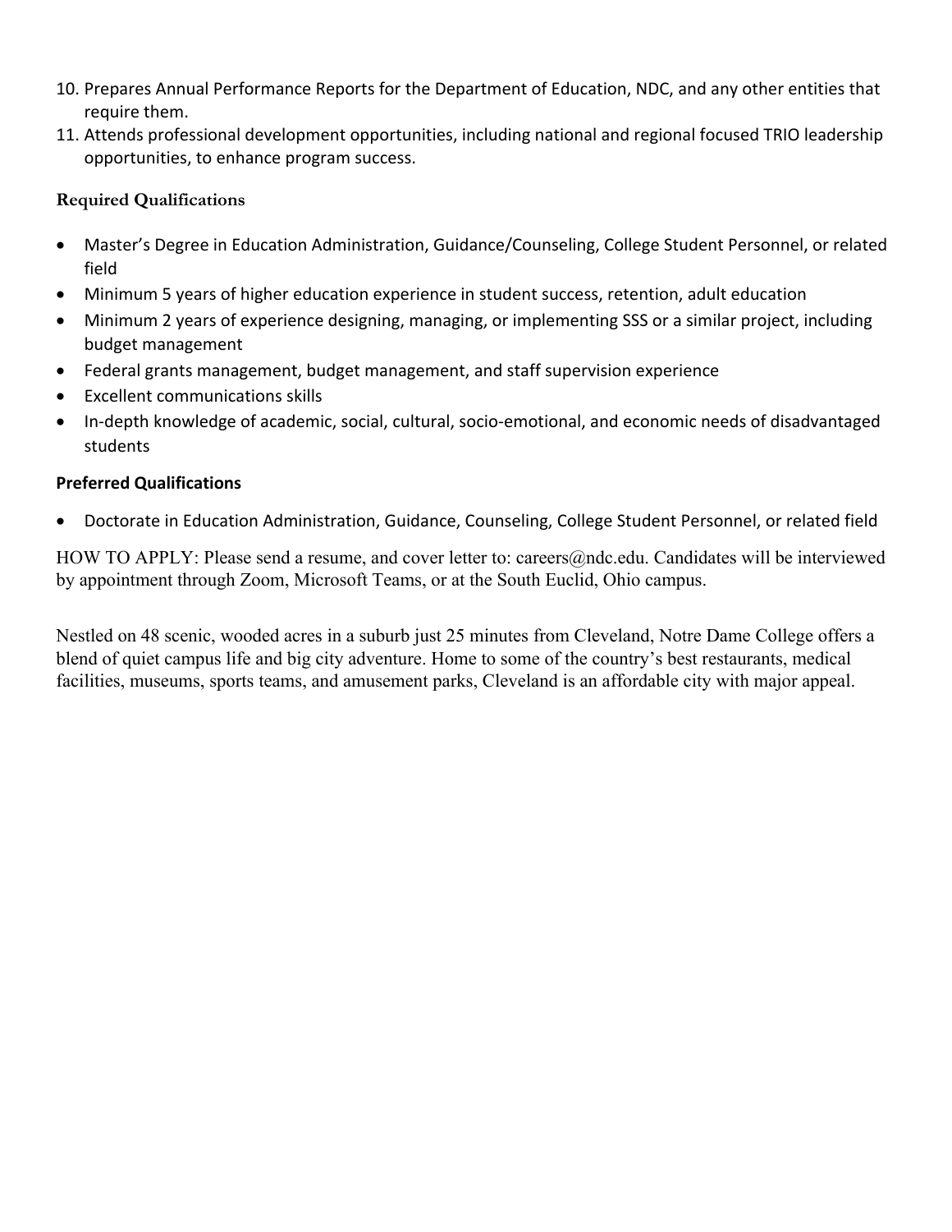10. Prepares Annual Performance Reports for the Department of Education, NDC, and any other entities that require them.
11. Attends professional development opportunities, including national and regional focused TRIO leadership opportunities, to enhance program success.

**Required Qualifications**

- Master's Degree in Education Administration, Guidance/Counseling, College Student Personnel, or related field
- Minimum 5 years of higher education experience in student success, retention, adult education
- Minimum 2 years of experience designing, managing, or implementing SSS or a similar project, including budget management
- Federal grants management, budget management, and staff supervision experience
- Excellent communications skills
- In-depth knowledge of academic, social, cultural, socio-emotional, and economic needs of disadvantaged students

**Preferred Qualifications**

- Doctorate in Education Administration, Guidance, Counseling, College Student Personnel, or related field

HOW TO APPLY: Please send a resume, and cover letter to: careers@ndc.edu. Candidates will be interviewed by appointment through Zoom, Microsoft Teams, or at the South Euclid, Ohio campus.

Nestled on 48 scenic, wooded acres in a suburb just 25 minutes from Cleveland, Notre Dame College offers a blend of quiet campus life and big city adventure. Home to some of the country's best restaurants, medical facilities, museums, sports teams, and amusement parks, Cleveland is an affordable city with major appeal.